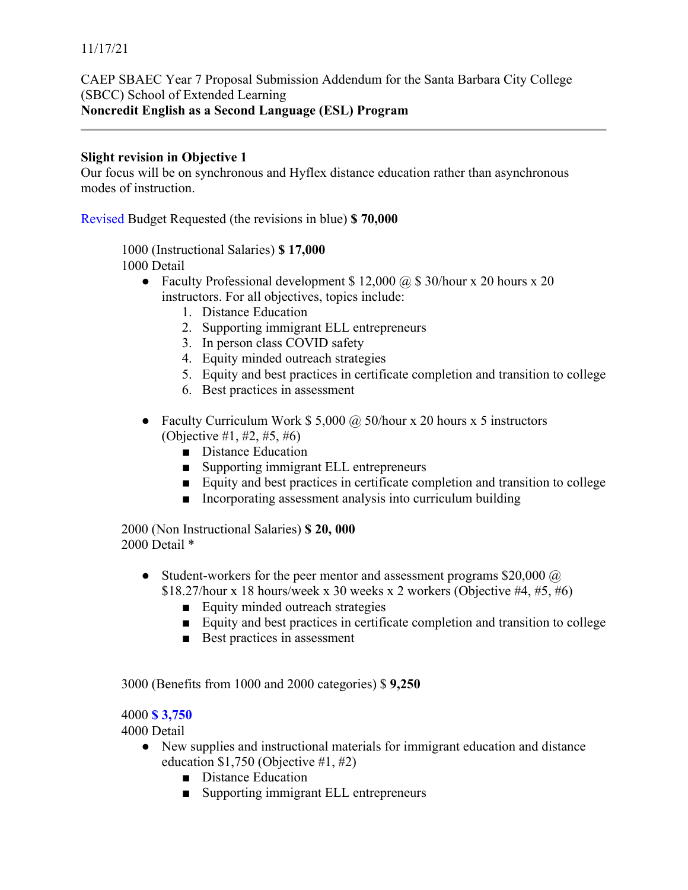11/17/21

CAEP SBAEC Year 7 Proposal Submission Addendum for the Santa Barbara City College (SBCC) School of Extended Learning
**Noncredit English as a Second Language (ESL) Program**

---

**Slight revision in Objective 1**
Our focus will be on synchronous and Hyflex distance education rather than asynchronous modes of instruction.

Revised Budget Requested (the revisions in blue) **$ 70,000**

1000 (Instructional Salaries) **$ 17,000**
1000 Detail

- Faculty Professional development $ 12,000 @ $ 30/hour x 20 hours x 20 instructors. For all objectives, topics include:
    1. Distance Education
    2. Supporting immigrant ELL entrepreneurs
    3. In person class COVID safety
    4. Equity minded outreach strategies
    5. Equity and best practices in certificate completion and transition to college
    6. Best practices in assessment

- Faculty Curriculum Work $ 5,000 @ 50/hour x 20 hours x 5 instructors (Objective #1, #2, #5, #6)
    - Distance Education
    - Supporting immigrant ELL entrepreneurs
    - Equity and best practices in certificate completion and transition to college
    - Incorporating assessment analysis into curriculum building

2000 (Non Instructional Salaries) **$ 20, 000**
2000 Detail *

- Student-workers for the peer mentor and assessment programs $20,000 @ $18.27/hour x 18 hours/week x 30 weeks x 2 workers (Objective #4, #5, #6)
    - Equity minded outreach strategies
    - Equity and best practices in certificate completion and transition to college
    - Best practices in assessment

3000 (Benefits from 1000 and 2000 categories) $ **9,250**

4000 **$ 3,750**
4000 Detail

- New supplies and instructional materials for immigrant education and distance education $1,750 (Objective #1, #2)
    - Distance Education
    - Supporting immigrant ELL entrepreneurs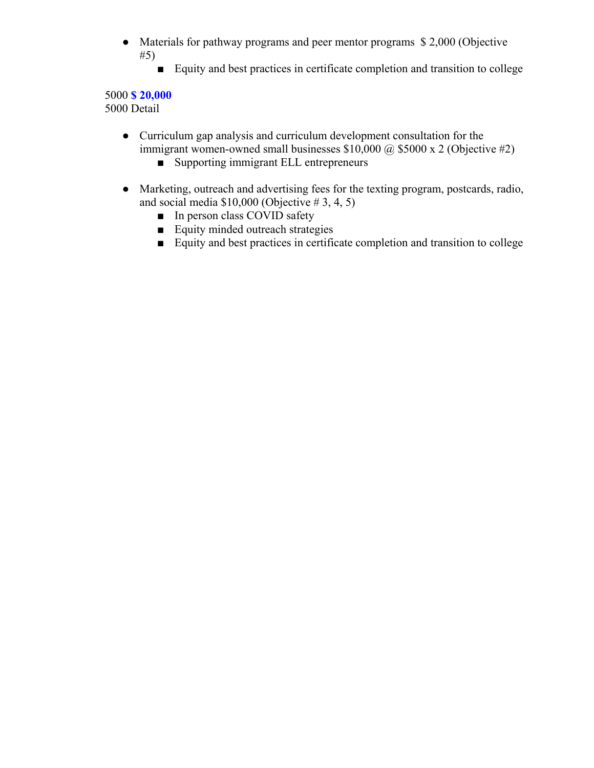- Materials for pathway programs and peer mentor programs  $ 2,000 (Objective #5)
    - Equity and best practices in certificate completion and transition to college

5000 **$ 20,000**
5000 Detail

- Curriculum gap analysis and curriculum development consultation for the immigrant women-owned small businesses $10,000 @ $5000 x 2 (Objective #2)
    - Supporting immigrant ELL entrepreneurs

- Marketing, outreach and advertising fees for the texting program, postcards, radio, and social media $10,000 (Objective # 3, 4, 5)
    - In person class COVID safety
    - Equity minded outreach strategies
    - Equity and best practices in certificate completion and transition to college